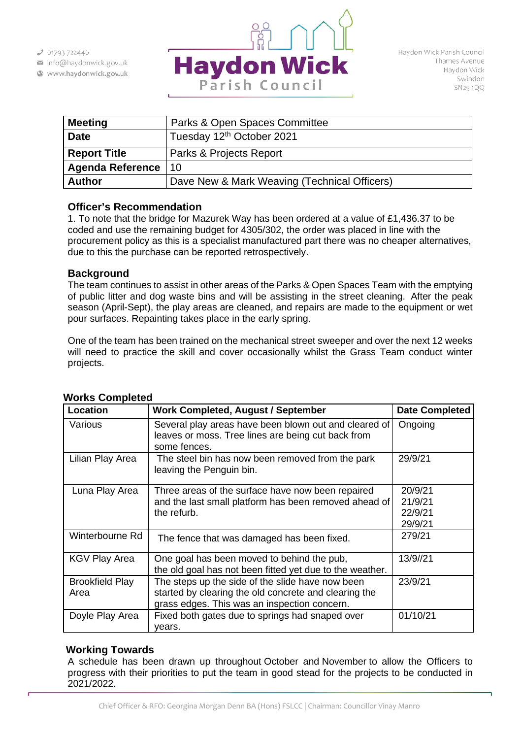01793 722446
info@haydonwick.gov.uk
www.haydonwick.gov.uk

# Haydon Wick Parish Council

Haydon Wick Parish Council
Thames Avenue
Haydon Wick
Swindon
SN25 1QQ

| **Meeting** | Parks & Open Spaces Committee |
|---|---|
| **Date** | Tuesday 12th October 2021 |
| **Report Title** | Parks & Projects Report |
| **Agenda Reference** | 10 |
| **Author** | Dave New & Mark Weaving (Technical Officers) |

### Officer's Recommendation

1. To note that the bridge for Mazurek Way has been ordered at a value of £1,436.37 to be coded and use the remaining budget for 4305/302, the order was placed in line with the procurement policy as this is a specialist manufactured part there was no cheaper alternatives, due to this the purchase can be reported retrospectively.

### Background

The team continues to assist in other areas of the Parks & Open Spaces Team with the emptying of public litter and dog waste bins and will be assisting in the street cleaning. After the peak season (April-Sept), the play areas are cleaned, and repairs are made to the equipment or wet pour surfaces. Repainting takes place in the early spring.

One of the team has been trained on the mechanical street sweeper and over the next 12 weeks will need to practice the skill and cover occasionally whilst the Grass Team conduct winter projects.

### Works Completed

| Location | Work Completed, August / September | Date Completed |
|---|---|---|
| Various | Several play areas have been blown out and cleared of leaves or moss. Tree lines are being cut back from some fences. | Ongoing |
| Lilian Play Area | The steel bin has now been removed from the park leaving the Penguin bin. | 29/9/21 |
| Luna Play Area | Three areas of the surface have now been repaired and the last small platform has been removed ahead of the refurb. | 20/9/21<br>21/9/21<br>22/9/21<br>29/9/21 |
| Winterbourne Rd | The fence that was damaged has been fixed. | 279/21 |
| KGV Play Area | One goal has been moved to behind the pub, the old goal has not been fitted yet due to the weather. | 13/9//21 |
| Brookfield Play Area | The steps up the side of the slide have now been started by clearing the old concrete and clearing the grass edges. This was an inspection concern. | 23/9/21 |
| Doyle Play Area | Fixed both gates due to springs had snaped over years. | 01/10/21 |

### Working Towards

A schedule has been drawn up throughout October and November to allow the Officers to progress with their priorities to put the team in good stead for the projects to be conducted in 2021/2022.

Chief Officer & RFO: Georgina Morgan Denn BA (Hons) FSLCC | Chairman: Councillor Vinay Manro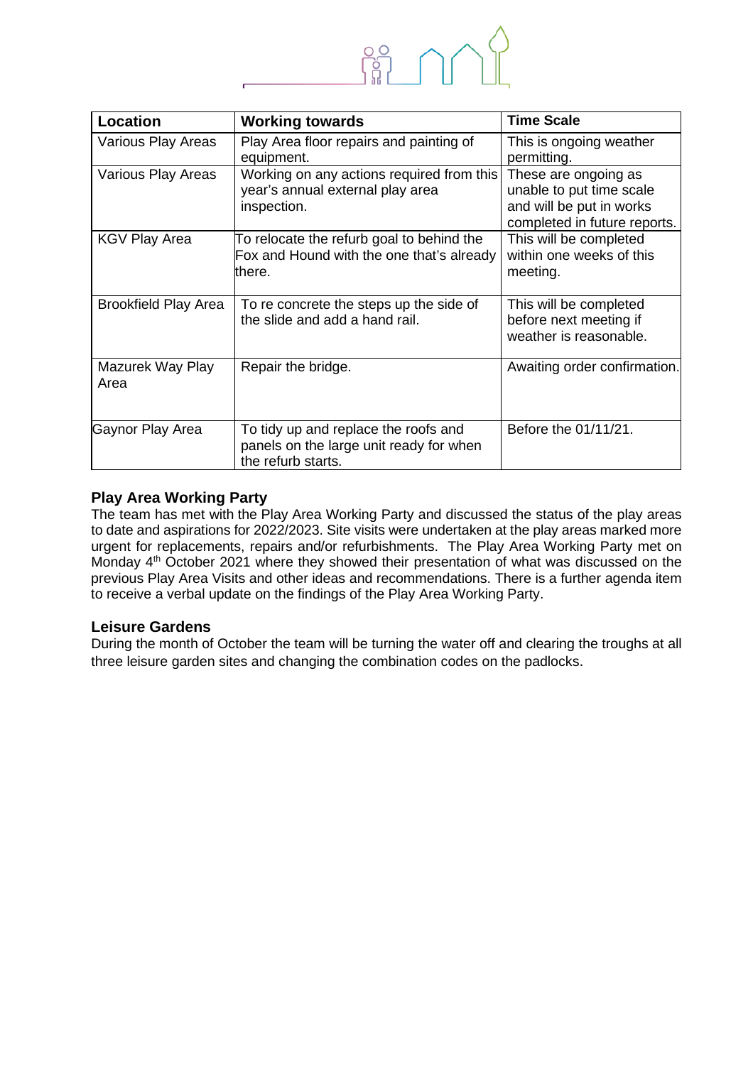| Location | Working towards | Time Scale |
| --- | --- | --- |
| Various Play Areas | Play Area floor repairs and painting of equipment. | This is ongoing weather permitting. |
| Various Play Areas | Working on any actions required from this year's annual external play area inspection. | These are ongoing as unable to put time scale and will be put in works completed in future reports. |
| KGV Play Area | To relocate the refurb goal to behind the Fox and Hound with the one that's already there. | This will be completed within one weeks of this meeting. |
| Brookfield Play Area | To re concrete the steps up the side of the slide and add a hand rail. | This will be completed before next meeting if weather is reasonable. |
| Mazurek Way Play Area | Repair the bridge. | Awaiting order confirmation. |
| Gaynor Play Area | To tidy up and replace the roofs and panels on the large unit ready for when the refurb starts. | Before the 01/11/21. |

## Play Area Working Party

The team has met with the Play Area Working Party and discussed the status of the play areas to date and aspirations for 2022/2023. Site visits were undertaken at the play areas marked more urgent for replacements, repairs and/or refurbishments. The Play Area Working Party met on Monday 4th October 2021 where they showed their presentation of what was discussed on the previous Play Area Visits and other ideas and recommendations. There is a further agenda item to receive a verbal update on the findings of the Play Area Working Party.

## Leisure Gardens

During the month of October the team will be turning the water off and clearing the troughs at all three leisure garden sites and changing the combination codes on the padlocks.